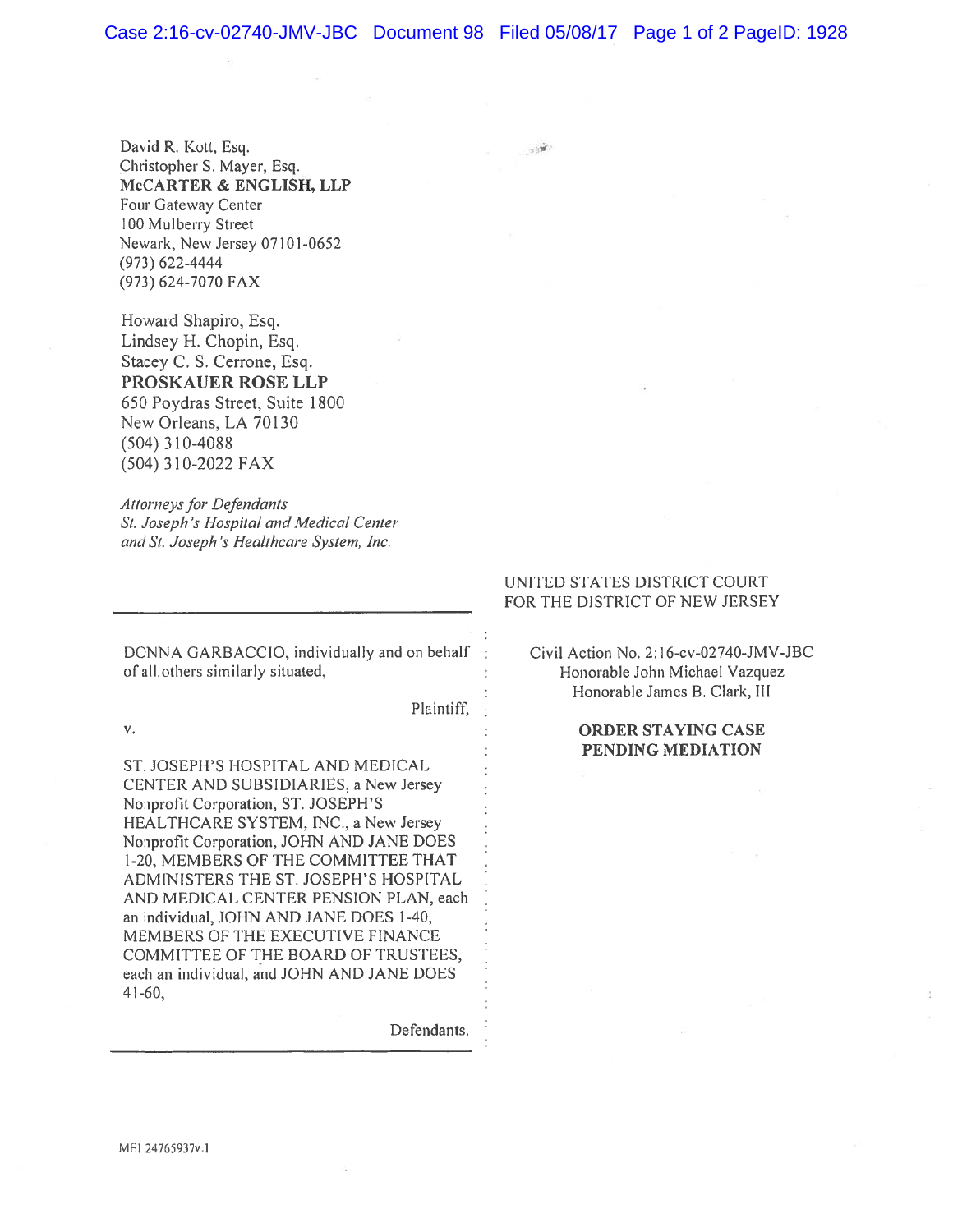David R. Kott, Esq.
Christopher S. Mayer, Esq.
**McCARTER & ENGLISH, LLP**
Four Gateway Center
100 Mulberry Street
Newark, New Jersey 07101-0652
(973) 622-4444
(973) 624-7070 FAX

Howard Shapiro, Esq.
Lindsey H. Chopin, Esq.
Stacey C. S. Cerrone, Esq.
**PROSKAUER ROSE LLP**
650 Poydras Street, Suite 1800
New Orleans, LA 70130
(504) 310-4088
(504) 310-2022 FAX

*Attorneys for Defendants*
*St. Joseph's Hospital and Medical Center*
*and St. Joseph's Healthcare System, Inc.*

UNITED STATES DISTRICT COURT
FOR THE DISTRICT OF NEW JERSEY

DONNA GARBACCIO, individually and on behalf of all others similarly situated,

Plaintiff,

v.

ST. JOSEPH'S HOSPITAL AND MEDICAL CENTER AND SUBSIDIARIES, a New Jersey Nonprofit Corporation, ST. JOSEPH'S HEALTHCARE SYSTEM, INC., a New Jersey Nonprofit Corporation, JOHN AND JANE DOES 1-20, MEMBERS OF THE COMMITTEE THAT ADMINISTERS THE ST. JOSEPH'S HOSPITAL AND MEDICAL CENTER PENSION PLAN, each an individual, JOHN AND JANE DOES 1-40, MEMBERS OF THE EXECUTIVE FINANCE COMMITTEE OF THE BOARD OF TRUSTEES, each an individual, and JOHN AND JANE DOES 41-60,

Defendants.

Civil Action No. 2:16-cv-02740-JMV-JBC
Honorable John Michael Vazquez
Honorable James B. Clark, III

**ORDER STAYING CASE PENDING MEDIATION**

ME1 24765937v.1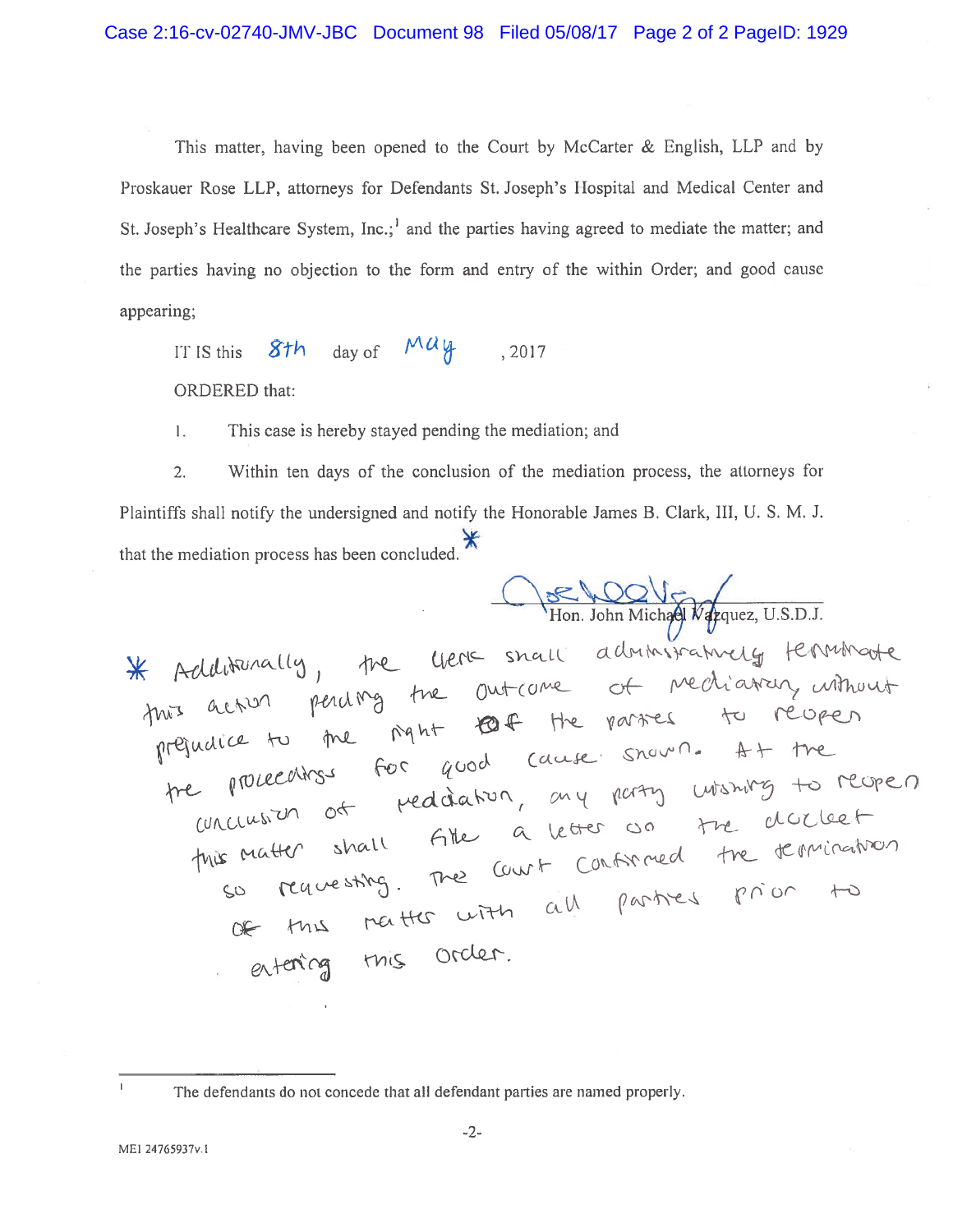This matter, having been opened to the Court by McCarter & English, LLP and by Proskauer Rose LLP, attorneys for Defendants St. Joseph's Hospital and Medical Center and St. Joseph's Healthcare System, Inc.;[1] and the parties having agreed to mediate the matter; and the parties having no objection to the form and entry of the within Order; and good cause appearing;

IT IS this 8th day of May, 2017

ORDERED that:

1. This case is hereby stayed pending the mediation; and

2. Within ten days of the conclusion of the mediation process, the attorneys for Plaintiffs shall notify the undersigned and notify the Honorable James B. Clark, III, U. S. M. J. that the mediation process has been concluded. *

Hon. John Michael Vazquez, U.S.D.J.

* Additionally, the clerk shall administratively terminate this action pending the outcome of mediation, without prejudice to the right of the parties to reopen the proceedings for good cause shown. At the conclusion of mediation, any party wishing to reopen this matter shall file a letter on the docket so requesting. The Court confirmed the termination of this matter with all parties prior to entering this Order.

[1] The defendants do not concede that all defendant parties are named properly.

ME1 24765937v.1